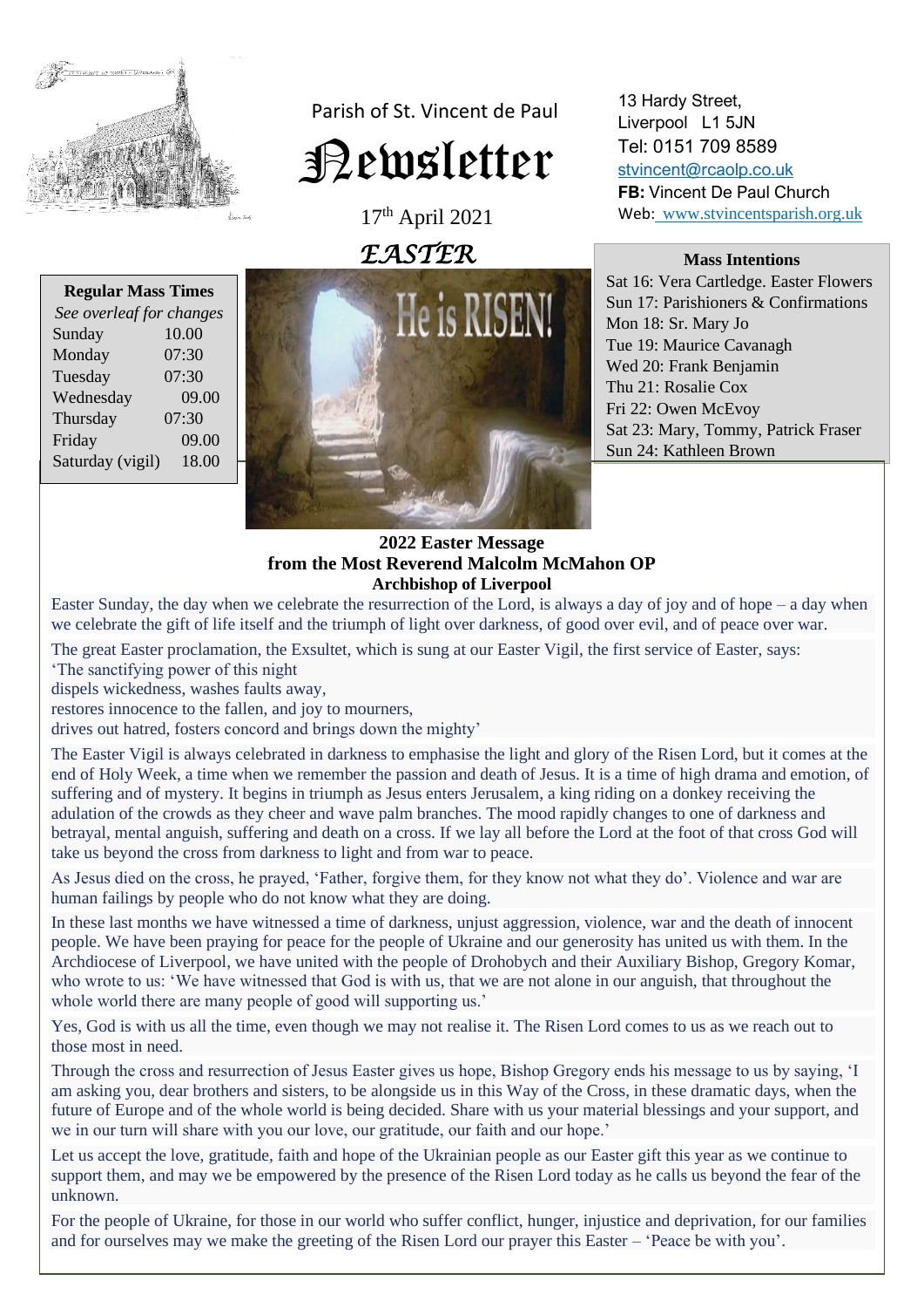Parish of St. Vincent de Paul

# Newsletter

17th April 2021

*EASTER*

13 Hardy Street,
Liverpool L1 5JN
Tel: 0151 709 8589
stvincent@rcaolp.co.uk
**FB:** Vincent De Paul Church
Web: www.stvincentsparish.org.uk

| **Regular Mass Times** | |
|---|---|
| *See overleaf for changes* | |
| Sunday | 10.00 |
| Monday | 07:30 |
| Tuesday | 07:30 |
| Wednesday | 09.00 |
| Thursday | 07:30 |
| Friday | 09.00 |
| Saturday (vigil) | 18.00 |

**Mass Intentions**

Sat 16: Vera Cartledge. Easter Flowers
Sun 17: Parishioners & Confirmations
Mon 18: Sr. Mary Jo
Tue 19: Maurice Cavanagh
Wed 20: Frank Benjamin
Thu 21: Rosalie Cox
Fri 22: Owen McEvoy
Sat 23: Mary, Tommy, Patrick Fraser
Sun 24: Kathleen Brown

He is RISEN!

**2022 Easter Message**
**from the Most Reverend Malcolm McMahon OP**
**Archbishop of Liverpool**

Easter Sunday, the day when we celebrate the resurrection of the Lord, is always a day of joy and of hope – a day when we celebrate the gift of life itself and the triumph of light over darkness, of good over evil, and of peace over war.

The great Easter proclamation, the Exsultet, which is sung at our Easter Vigil, the first service of Easter, says:
'The sanctifying power of this night
dispels wickedness, washes faults away,
restores innocence to the fallen, and joy to mourners,
drives out hatred, fosters concord and brings down the mighty'

The Easter Vigil is always celebrated in darkness to emphasise the light and glory of the Risen Lord, but it comes at the end of Holy Week, a time when we remember the passion and death of Jesus. It is a time of high drama and emotion, of suffering and of mystery. It begins in triumph as Jesus enters Jerusalem, a king riding on a donkey receiving the adulation of the crowds as they cheer and wave palm branches. The mood rapidly changes to one of darkness and betrayal, mental anguish, suffering and death on a cross. If we lay all before the Lord at the foot of that cross God will take us beyond the cross from darkness to light and from war to peace.

As Jesus died on the cross, he prayed, 'Father, forgive them, for they know not what they do'. Violence and war are human failings by people who do not know what they are doing.

In these last months we have witnessed a time of darkness, unjust aggression, violence, war and the death of innocent people. We have been praying for peace for the people of Ukraine and our generosity has united us with them. In the Archdiocese of Liverpool, we have united with the people of Drohobych and their Auxiliary Bishop, Gregory Komar, who wrote to us: 'We have witnessed that God is with us, that we are not alone in our anguish, that throughout the whole world there are many people of good will supporting us.'

Yes, God is with us all the time, even though we may not realise it. The Risen Lord comes to us as we reach out to those most in need.

Through the cross and resurrection of Jesus Easter gives us hope, Bishop Gregory ends his message to us by saying, 'I am asking you, dear brothers and sisters, to be alongside us in this Way of the Cross, in these dramatic days, when the future of Europe and of the whole world is being decided. Share with us your material blessings and your support, and we in our turn will share with you our love, our gratitude, our faith and our hope.'

Let us accept the love, gratitude, faith and hope of the Ukrainian people as our Easter gift this year as we continue to support them, and may we be empowered by the presence of the Risen Lord today as he calls us beyond the fear of the unknown.

For the people of Ukraine, for those in our world who suffer conflict, hunger, injustice and deprivation, for our families and for ourselves may we make the greeting of the Risen Lord our prayer this Easter – 'Peace be with you'.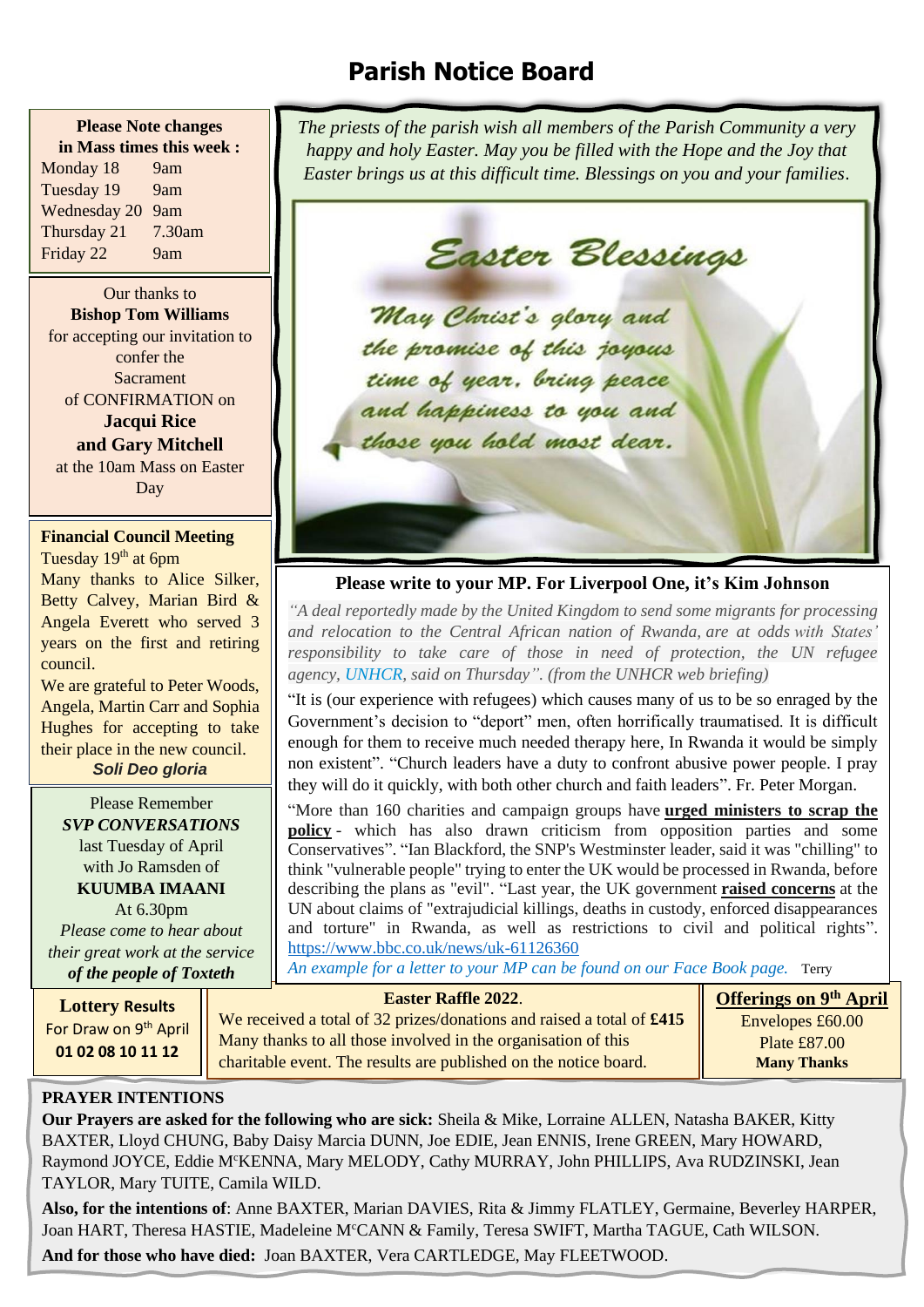# Parish Notice Board

**Please Note changes in Mass times this week :**

| | |
|---|---|
| Monday 18 | 9am |
| Tuesday 19 | 9am |
| Wednesday 20 | 9am |
| Thursday 21 | 7.30am |
| Friday 22 | 9am |

Our thanks to **Bishop Tom Williams** for accepting our invitation to confer the Sacrament of CONFIRMATION on **Jacqui Rice and Gary Mitchell** at the 10am Mass on Easter Day

**Financial Council Meeting**

Tuesday 19th at 6pm

Many thanks to Alice Silker, Betty Calvey, Marian Bird & Angela Everett who served 3 years on the first and retiring council.

We are grateful to Peter Woods, Angela, Martin Carr and Sophia Hughes for accepting to take their place in the new council.

***Soli Deo gloria***

Please Remember

***SVP CONVERSATIONS***

last Tuesday of April with Jo Ramsden of

**KUUMBA IMAANI**

At 6.30pm

*Please come to hear about their great work at the service **of the people of Toxteth***

*The priests of the parish wish all members of the Parish Community a very happy and holy Easter. May you be filled with the Hope and the Joy that Easter brings us at this difficult time. Blessings on you and your families.*

Easter Blessings

May Christ's glory and the promise of this joyous time of year, bring peace and happiness to you and those you hold most dear.

**Please write to your MP. For Liverpool One, it's Kim Johnson**

*"A deal reportedly made by the United Kingdom to send some migrants for processing and relocation to the Central African nation of Rwanda, are at odds with States' responsibility to take care of those in need of protection, the UN refugee agency, UNHCR, said on Thursday". (from the UNHCR web briefing)*

"It is (our experience with refugees) which causes many of us to be so enraged by the Government's decision to "deport" men, often horrifically traumatised. It is difficult enough for them to receive much needed therapy here, In Rwanda it would be simply non existent". "Church leaders have a duty to confront abusive power people. I pray they will do it quickly, with both other church and faith leaders". Fr. Peter Morgan.

"More than 160 charities and campaign groups have **urged ministers to scrap the policy** - which has also drawn criticism from opposition parties and some Conservatives". "Ian Blackford, the SNP's Westminster leader, said it was "chilling" to think "vulnerable people" trying to enter the UK would be processed in Rwanda, before describing the plans as "evil". "Last year, the UK government **raised concerns** at the UN about claims of "extrajudicial killings, deaths in custody, enforced disappearances and torture" in Rwanda, as well as restrictions to civil and political rights". https://www.bbc.co.uk/news/uk-61126360

*An example for a letter to your MP can be found on our Face Book page.* Terry

**Lottery Results**

For Draw on 9th April

**01 02 08 10 11 12**

**Easter Raffle 2022.**

We received a total of 32 prizes/donations and raised a total of **£415** Many thanks to all those involved in the organisation of this charitable event. The results are published on the notice board.

**Offerings on 9th April**

Envelopes £60.00

Plate £87.00

**Many Thanks**

**PRAYER INTENTIONS**

**Our Prayers are asked for the following who are sick:** Sheila & Mike, Lorraine ALLEN, Natasha BAKER, Kitty BAXTER, Lloyd CHUNG, Baby Daisy Marcia DUNN, Joe EDIE, Jean ENNIS, Irene GREEN, Mary HOWARD, Raymond JOYCE, Eddie McKENNA, Mary MELODY, Cathy MURRAY, John PHILLIPS, Ava RUDZINSKI, Jean TAYLOR, Mary TUITE, Camila WILD.

**Also, for the intentions of**: Anne BAXTER, Marian DAVIES, Rita & Jimmy FLATLEY, Germaine, Beverley HARPER, Joan HART, Theresa HASTIE, Madeleine McCANN & Family, Teresa SWIFT, Martha TAGUE, Cath WILSON.

**And for those who have died:** Joan BAXTER, Vera CARTLEDGE, May FLEETWOOD.